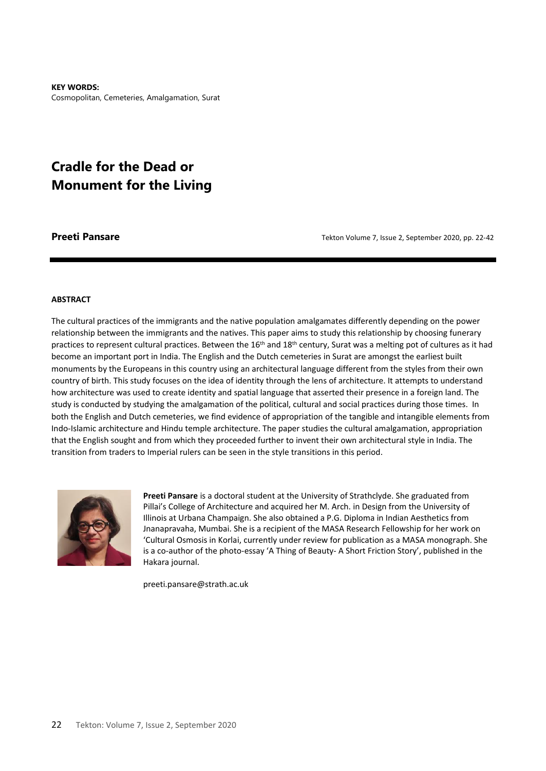**KEY WORDS:**
Cosmopolitan, Cemeteries, Amalgamation, Surat

# Cradle for the Dead or Monument for the Living

**Preeti Pansare**

Tekton Volume 7, Issue 2, September 2020, pp. 22-42

## ABSTRACT

The cultural practices of the immigrants and the native population amalgamates differently depending on the power relationship between the immigrants and the natives. This paper aims to study this relationship by choosing funerary practices to represent cultural practices. Between the 16th and 18th century, Surat was a melting pot of cultures as it had become an important port in India. The English and the Dutch cemeteries in Surat are amongst the earliest built monuments by the Europeans in this country using an architectural language different from the styles from their own country of birth. This study focuses on the idea of identity through the lens of architecture. It attempts to understand how architecture was used to create identity and spatial language that asserted their presence in a foreign land. The study is conducted by studying the amalgamation of the political, cultural and social practices during those times. In both the English and Dutch cemeteries, we find evidence of appropriation of the tangible and intangible elements from Indo-Islamic architecture and Hindu temple architecture. The paper studies the cultural amalgamation, appropriation that the English sought and from which they proceeded further to invent their own architectural style in India. The transition from traders to Imperial rulers can be seen in the style transitions in this period.

**Preeti Pansare** is a doctoral student at the University of Strathclyde. She graduated from Pillai's College of Architecture and acquired her M. Arch. in Design from the University of Illinois at Urbana Champaign. She also obtained a P.G. Diploma in Indian Aesthetics from Jnanapravaha, Mumbai. She is a recipient of the MASA Research Fellowship for her work on 'Cultural Osmosis in Korlai, currently under review for publication as a MASA monograph. She is a co-author of the photo-essay 'A Thing of Beauty- A Short Friction Story', published in the Hakara journal.

preeti.pansare@strath.ac.uk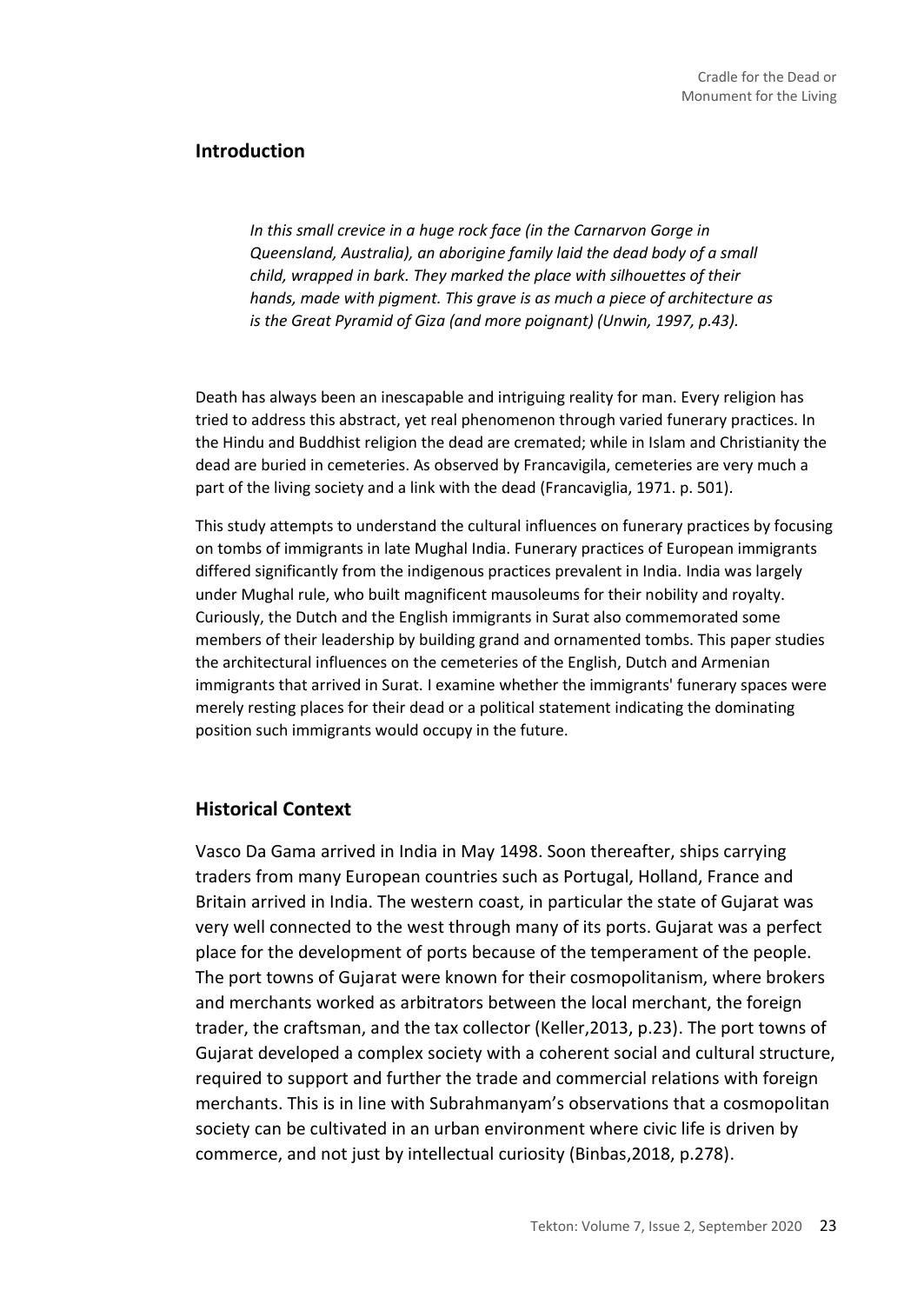## Introduction

> *In this small crevice in a huge rock face (in the Carnarvon Gorge in Queensland, Australia), an aborigine family laid the dead body of a small child, wrapped in bark. They marked the place with silhouettes of their hands, made with pigment. This grave is as much a piece of architecture as is the Great Pyramid of Giza (and more poignant) (Unwin, 1997, p.43).*

Death has always been an inescapable and intriguing reality for man. Every religion has tried to address this abstract, yet real phenomenon through varied funerary practices. In the Hindu and Buddhist religion the dead are cremated; while in Islam and Christianity the dead are buried in cemeteries. As observed by Francavigila, cemeteries are very much a part of the living society and a link with the dead (Francaviglia, 1971. p. 501).

This study attempts to understand the cultural influences on funerary practices by focusing on tombs of immigrants in late Mughal India. Funerary practices of European immigrants differed significantly from the indigenous practices prevalent in India. India was largely under Mughal rule, who built magnificent mausoleums for their nobility and royalty. Curiously, the Dutch and the English immigrants in Surat also commemorated some members of their leadership by building grand and ornamented tombs. This paper studies the architectural influences on the cemeteries of the English, Dutch and Armenian immigrants that arrived in Surat. I examine whether the immigrants' funerary spaces were merely resting places for their dead or a political statement indicating the dominating position such immigrants would occupy in the future.

## Historical Context

Vasco Da Gama arrived in India in May 1498. Soon thereafter, ships carrying traders from many European countries such as Portugal, Holland, France and Britain arrived in India. The western coast, in particular the state of Gujarat was very well connected to the west through many of its ports. Gujarat was a perfect place for the development of ports because of the temperament of the people. The port towns of Gujarat were known for their cosmopolitanism, where brokers and merchants worked as arbitrators between the local merchant, the foreign trader, the craftsman, and the tax collector (Keller,2013, p.23). The port towns of Gujarat developed a complex society with a coherent social and cultural structure, required to support and further the trade and commercial relations with foreign merchants. This is in line with Subrahmanyam's observations that a cosmopolitan society can be cultivated in an urban environment where civic life is driven by commerce, and not just by intellectual curiosity (Binbas,2018, p.278).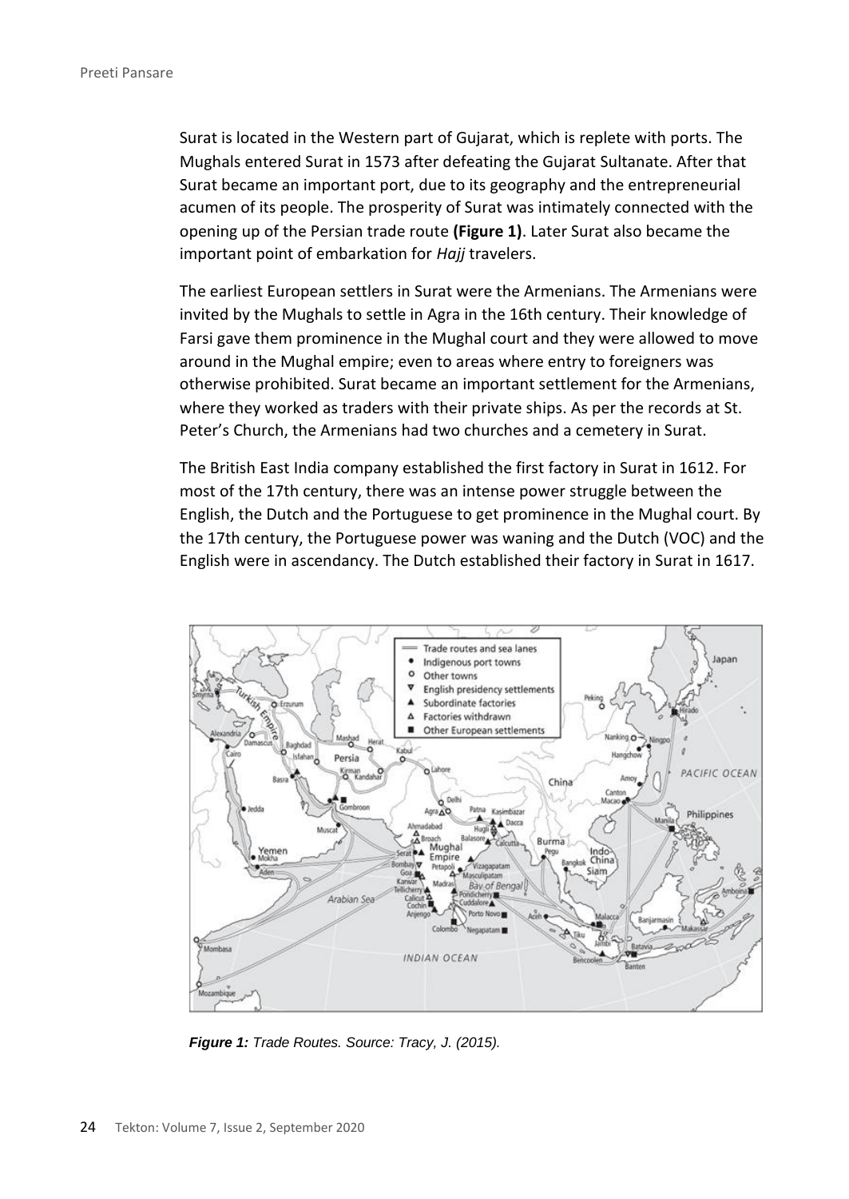Surat is located in the Western part of Gujarat, which is replete with ports. The Mughals entered Surat in 1573 after defeating the Gujarat Sultanate. After that Surat became an important port, due to its geography and the entrepreneurial acumen of its people. The prosperity of Surat was intimately connected with the opening up of the Persian trade route **(Figure 1)**. Later Surat also became the important point of embarkation for *Hajj* travelers.

The earliest European settlers in Surat were the Armenians. The Armenians were invited by the Mughals to settle in Agra in the 16th century. Their knowledge of Farsi gave them prominence in the Mughal court and they were allowed to move around in the Mughal empire; even to areas where entry to foreigners was otherwise prohibited. Surat became an important settlement for the Armenians, where they worked as traders with their private ships. As per the records at St. Peter's Church, the Armenians had two churches and a cemetery in Surat.

The British East India company established the first factory in Surat in 1612. For most of the 17th century, there was an intense power struggle between the English, the Dutch and the Portuguese to get prominence in the Mughal court. By the 17th century, the Portuguese power was waning and the Dutch (VOC) and the English were in ascendancy. The Dutch established their factory in Surat in 1617.

***Figure 1:*** *Trade Routes. Source: Tracy, J. (2015).*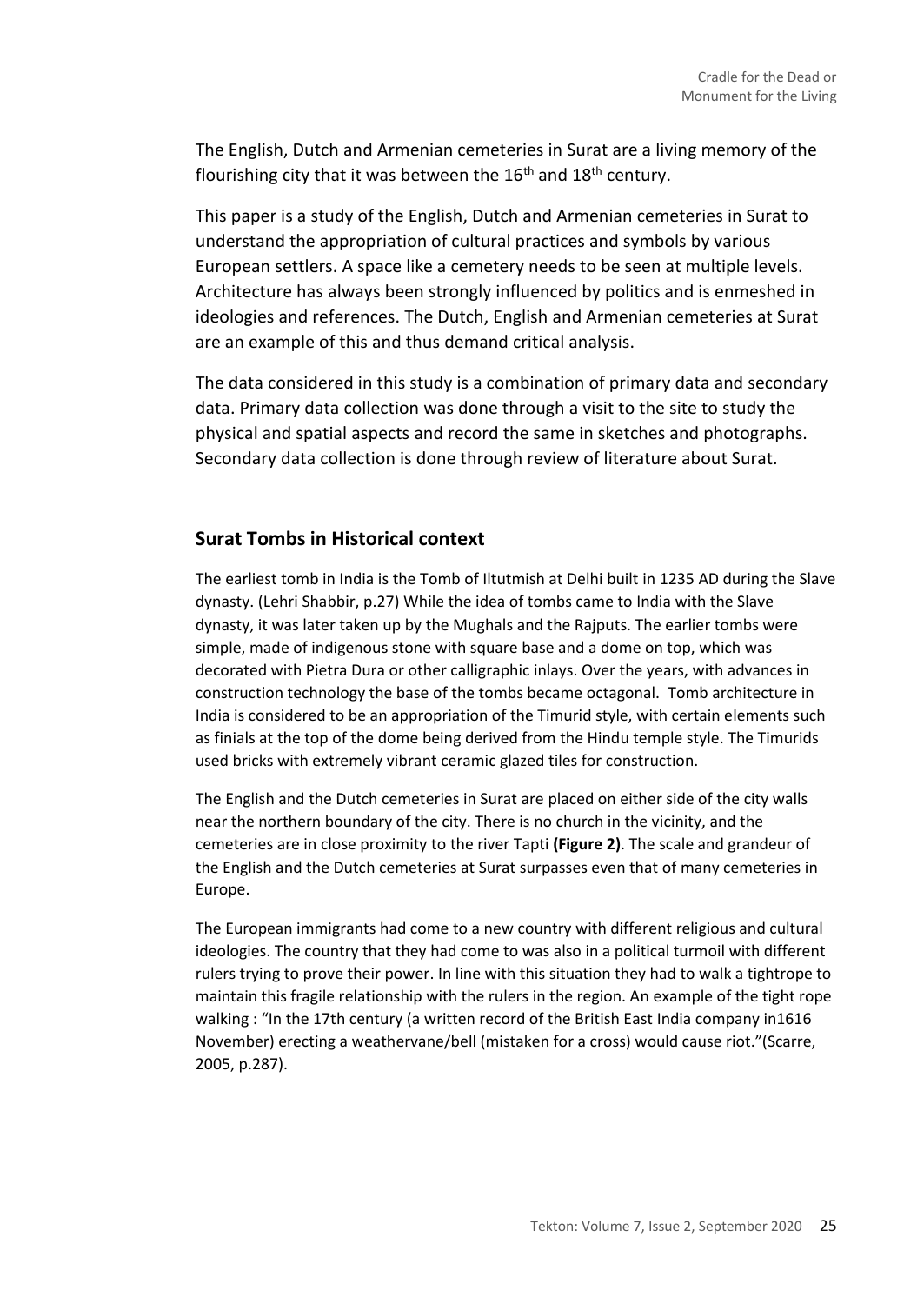The English, Dutch and Armenian cemeteries in Surat are a living memory of the flourishing city that it was between the 16th and 18th century.

This paper is a study of the English, Dutch and Armenian cemeteries in Surat to understand the appropriation of cultural practices and symbols by various European settlers. A space like a cemetery needs to be seen at multiple levels. Architecture has always been strongly influenced by politics and is enmeshed in ideologies and references. The Dutch, English and Armenian cemeteries at Surat are an example of this and thus demand critical analysis.

The data considered in this study is a combination of primary data and secondary data. Primary data collection was done through a visit to the site to study the physical and spatial aspects and record the same in sketches and photographs. Secondary data collection is done through review of literature about Surat.

## Surat Tombs in Historical context

The earliest tomb in India is the Tomb of Iltutmish at Delhi built in 1235 AD during the Slave dynasty. (Lehri Shabbir, p.27) While the idea of tombs came to India with the Slave dynasty, it was later taken up by the Mughals and the Rajputs. The earlier tombs were simple, made of indigenous stone with square base and a dome on top, which was decorated with Pietra Dura or other calligraphic inlays. Over the years, with advances in construction technology the base of the tombs became octagonal. Tomb architecture in India is considered to be an appropriation of the Timurid style, with certain elements such as finials at the top of the dome being derived from the Hindu temple style. The Timurids used bricks with extremely vibrant ceramic glazed tiles for construction.

The English and the Dutch cemeteries in Surat are placed on either side of the city walls near the northern boundary of the city. There is no church in the vicinity, and the cemeteries are in close proximity to the river Tapti **(Figure 2)**. The scale and grandeur of the English and the Dutch cemeteries at Surat surpasses even that of many cemeteries in Europe.

The European immigrants had come to a new country with different religious and cultural ideologies. The country that they had come to was also in a political turmoil with different rulers trying to prove their power. In line with this situation they had to walk a tightrope to maintain this fragile relationship with the rulers in the region. An example of the tight rope walking : "In the 17th century (a written record of the British East India company in1616 November) erecting a weathervane/bell (mistaken for a cross) would cause riot."(Scarre, 2005, p.287).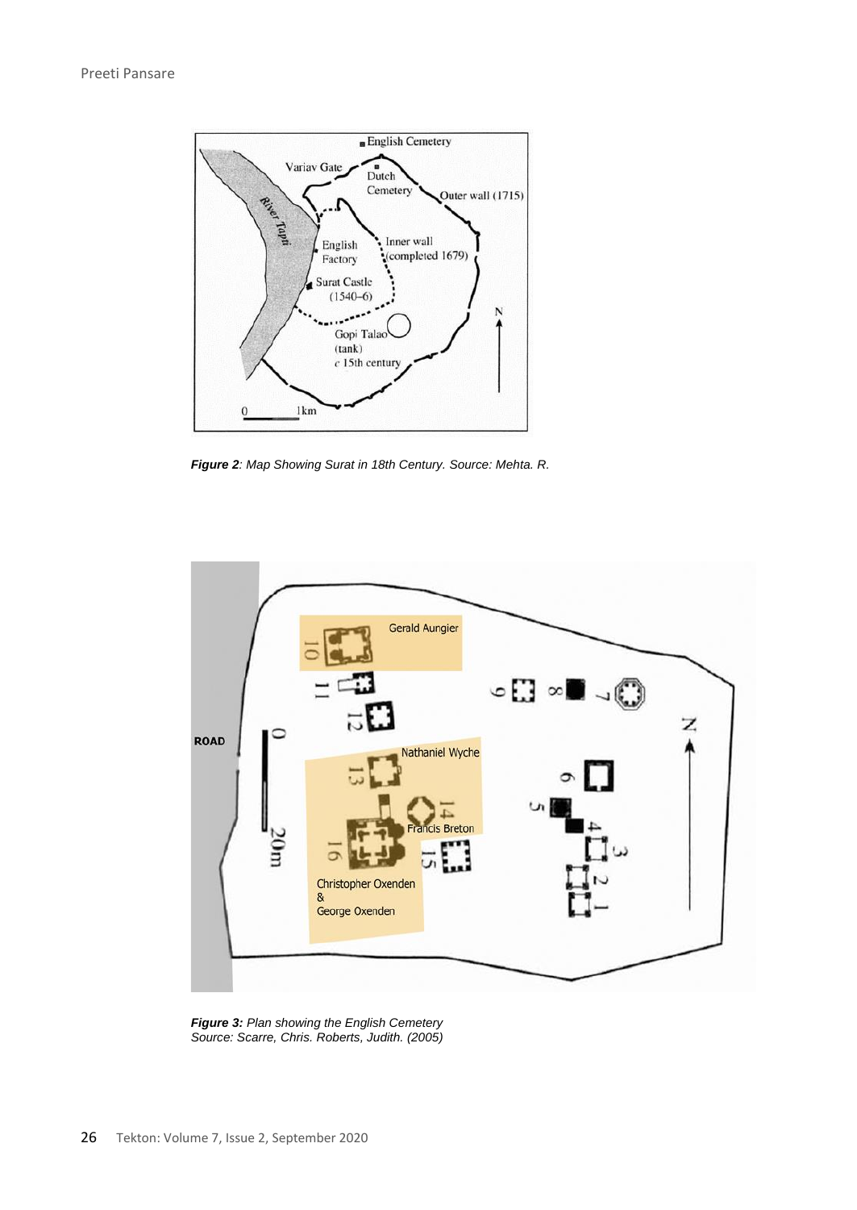***Figure 2**: Map Showing Surat in 18th Century. Source: Mehta. R.*

***Figure 3:** Plan showing the English Cemetery*
*Source: Scarre, Chris. Roberts, Judith. (2005)*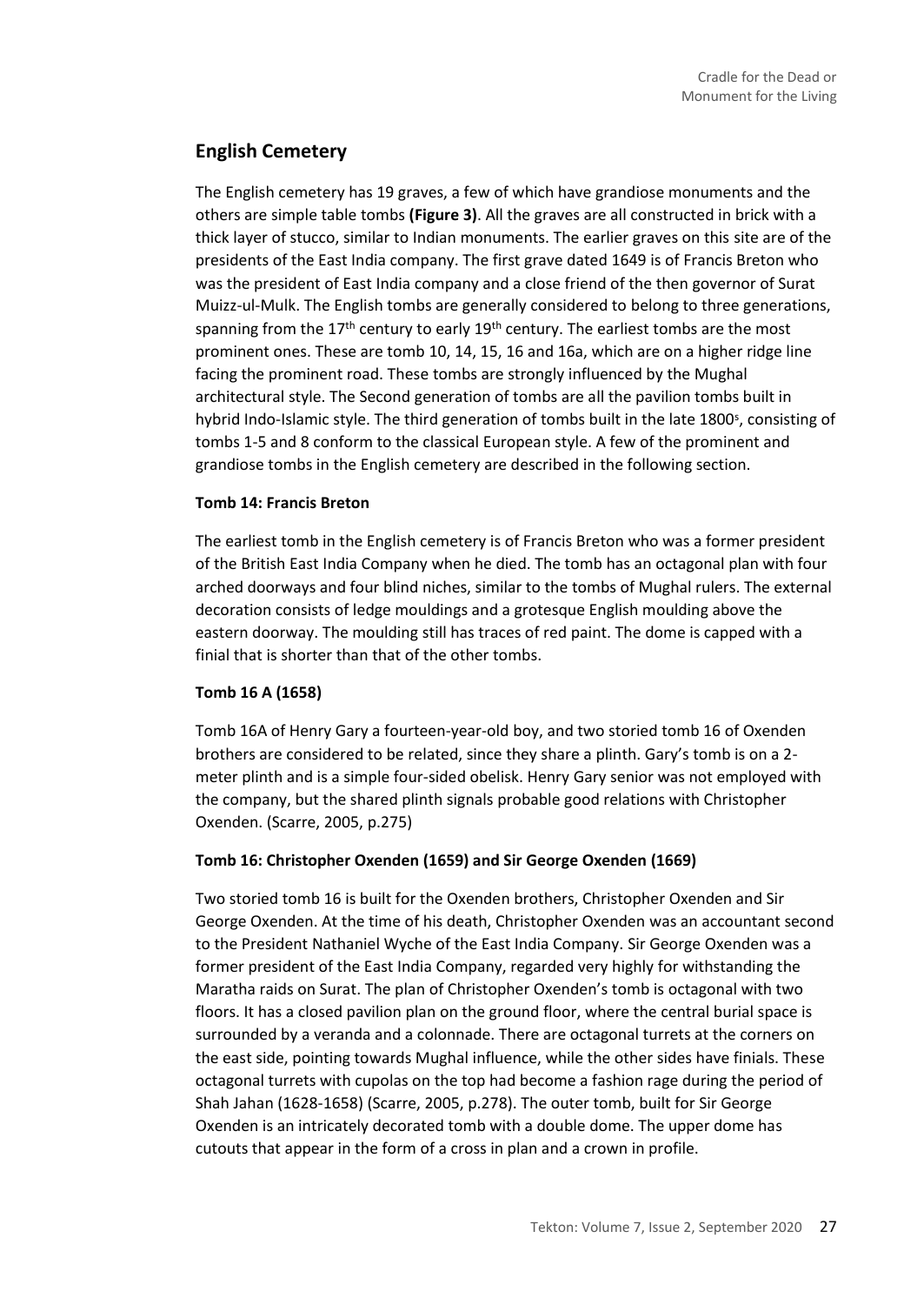## English Cemetery

The English cemetery has 19 graves, a few of which have grandiose monuments and the others are simple table tombs **(Figure 3)**. All the graves are all constructed in brick with a thick layer of stucco, similar to Indian monuments. The earlier graves on this site are of the presidents of the East India company. The first grave dated 1649 is of Francis Breton who was the president of East India company and a close friend of the then governor of Surat Muizz-ul-Mulk. The English tombs are generally considered to belong to three generations, spanning from the 17th century to early 19th century. The earliest tombs are the most prominent ones. These are tomb 10, 14, 15, 16 and 16a, which are on a higher ridge line facing the prominent road. These tombs are strongly influenced by the Mughal architectural style. The Second generation of tombs are all the pavilion tombs built in hybrid Indo-Islamic style. The third generation of tombs built in the late 1800s, consisting of tombs 1-5 and 8 conform to the classical European style. A few of the prominent and grandiose tombs in the English cemetery are described in the following section.

### Tomb 14: Francis Breton

The earliest tomb in the English cemetery is of Francis Breton who was a former president of the British East India Company when he died. The tomb has an octagonal plan with four arched doorways and four blind niches, similar to the tombs of Mughal rulers. The external decoration consists of ledge mouldings and a grotesque English moulding above the eastern doorway. The moulding still has traces of red paint. The dome is capped with a finial that is shorter than that of the other tombs.

### Tomb 16 A (1658)

Tomb 16A of Henry Gary a fourteen-year-old boy, and two storied tomb 16 of Oxenden brothers are considered to be related, since they share a plinth. Gary's tomb is on a 2-meter plinth and is a simple four-sided obelisk. Henry Gary senior was not employed with the company, but the shared plinth signals probable good relations with Christopher Oxenden. (Scarre, 2005, p.275)

### Tomb 16: Christopher Oxenden (1659) and Sir George Oxenden (1669)

Two storied tomb 16 is built for the Oxenden brothers, Christopher Oxenden and Sir George Oxenden. At the time of his death, Christopher Oxenden was an accountant second to the President Nathaniel Wyche of the East India Company. Sir George Oxenden was a former president of the East India Company, regarded very highly for withstanding the Maratha raids on Surat. The plan of Christopher Oxenden's tomb is octagonal with two floors. It has a closed pavilion plan on the ground floor, where the central burial space is surrounded by a veranda and a colonnade. There are octagonal turrets at the corners on the east side, pointing towards Mughal influence, while the other sides have finials. These octagonal turrets with cupolas on the top had become a fashion rage during the period of Shah Jahan (1628-1658) (Scarre, 2005, p.278). The outer tomb, built for Sir George Oxenden is an intricately decorated tomb with a double dome. The upper dome has cutouts that appear in the form of a cross in plan and a crown in profile.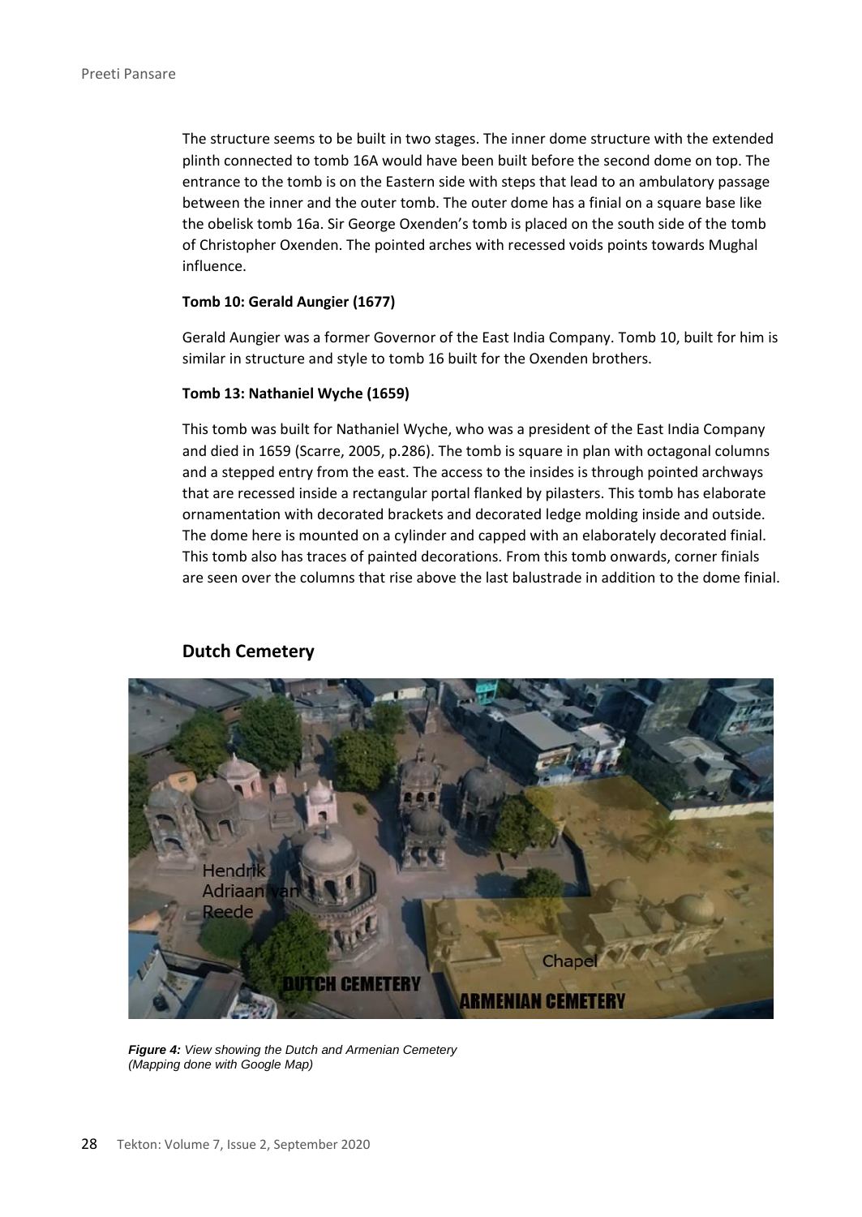The structure seems to be built in two stages. The inner dome structure with the extended plinth connected to tomb 16A would have been built before the second dome on top. The entrance to the tomb is on the Eastern side with steps that lead to an ambulatory passage between the inner and the outer tomb. The outer dome has a finial on a square base like the obelisk tomb 16a. Sir George Oxenden's tomb is placed on the south side of the tomb of Christopher Oxenden. The pointed arches with recessed voids points towards Mughal influence.

**Tomb 10: Gerald Aungier (1677)**

Gerald Aungier was a former Governor of the East India Company. Tomb 10, built for him is similar in structure and style to tomb 16 built for the Oxenden brothers.

**Tomb 13: Nathaniel Wyche (1659)**

This tomb was built for Nathaniel Wyche, who was a president of the East India Company and died in 1659 (Scarre, 2005, p.286). The tomb is square in plan with octagonal columns and a stepped entry from the east. The access to the insides is through pointed archways that are recessed inside a rectangular portal flanked by pilasters. This tomb has elaborate ornamentation with decorated brackets and decorated ledge molding inside and outside. The dome here is mounted on a cylinder and capped with an elaborately decorated finial. This tomb also has traces of painted decorations. From this tomb onwards, corner finials are seen over the columns that rise above the last balustrade in addition to the dome finial.

## Dutch Cemetery

***Figure 4:*** *View showing the Dutch and Armenian Cemetery (Mapping done with Google Map)*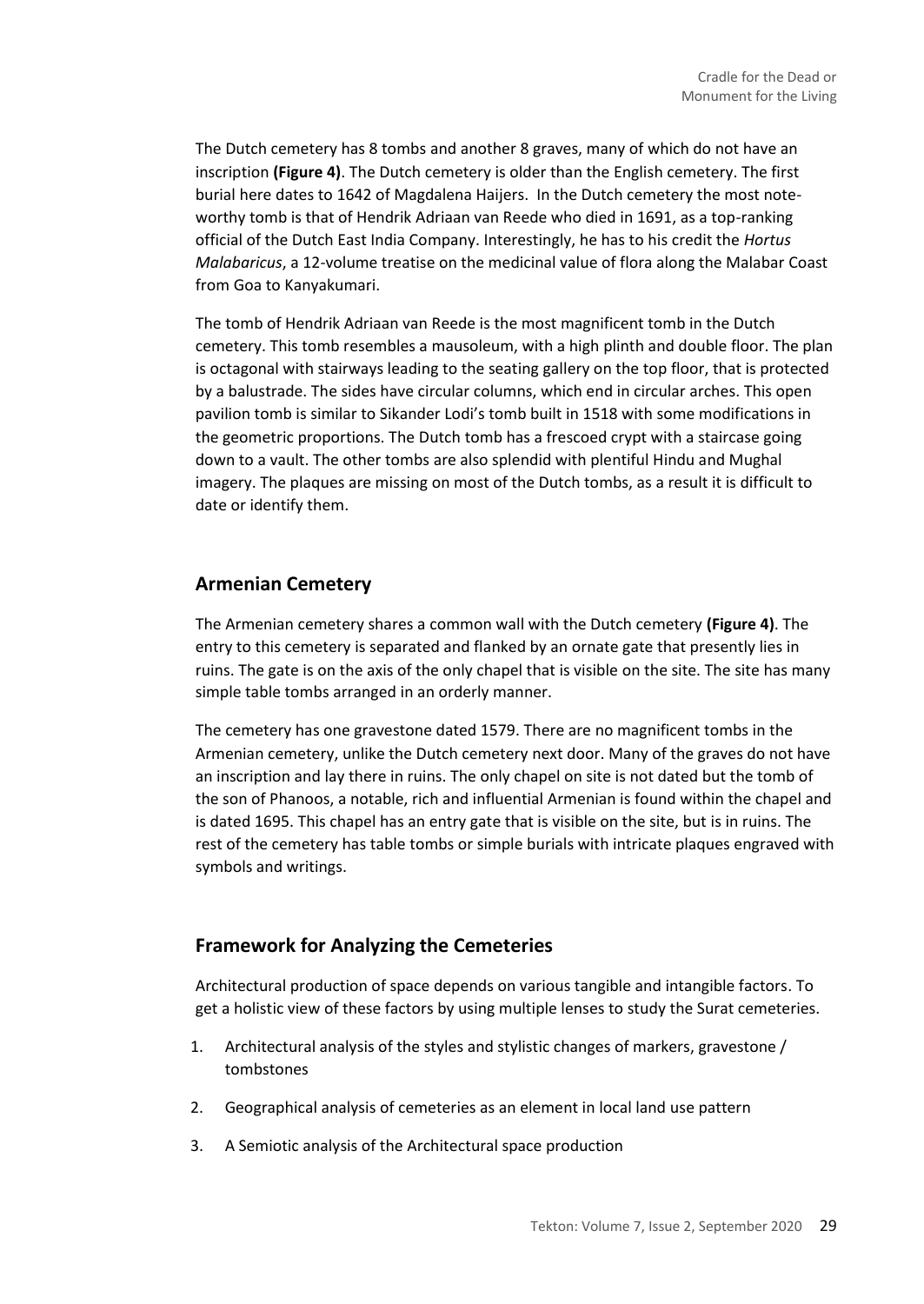The Dutch cemetery has 8 tombs and another 8 graves, many of which do not have an inscription **(Figure 4)**. The Dutch cemetery is older than the English cemetery. The first burial here dates to 1642 of Magdalena Haijers. In the Dutch cemetery the most note-worthy tomb is that of Hendrik Adriaan van Reede who died in 1691, as a top-ranking official of the Dutch East India Company. Interestingly, he has to his credit the *Hortus Malabaricus*, a 12-volume treatise on the medicinal value of flora along the Malabar Coast from Goa to Kanyakumari.

The tomb of Hendrik Adriaan van Reede is the most magnificent tomb in the Dutch cemetery. This tomb resembles a mausoleum, with a high plinth and double floor. The plan is octagonal with stairways leading to the seating gallery on the top floor, that is protected by a balustrade. The sides have circular columns, which end in circular arches. This open pavilion tomb is similar to Sikander Lodi's tomb built in 1518 with some modifications in the geometric proportions. The Dutch tomb has a frescoed crypt with a staircase going down to a vault. The other tombs are also splendid with plentiful Hindu and Mughal imagery. The plaques are missing on most of the Dutch tombs, as a result it is difficult to date or identify them.

## Armenian Cemetery

The Armenian cemetery shares a common wall with the Dutch cemetery **(Figure 4)**. The entry to this cemetery is separated and flanked by an ornate gate that presently lies in ruins. The gate is on the axis of the only chapel that is visible on the site. The site has many simple table tombs arranged in an orderly manner.

The cemetery has one gravestone dated 1579. There are no magnificent tombs in the Armenian cemetery, unlike the Dutch cemetery next door. Many of the graves do not have an inscription and lay there in ruins. The only chapel on site is not dated but the tomb of the son of Phanoos, a notable, rich and influential Armenian is found within the chapel and is dated 1695. This chapel has an entry gate that is visible on the site, but is in ruins. The rest of the cemetery has table tombs or simple burials with intricate plaques engraved with symbols and writings.

## Framework for Analyzing the Cemeteries

Architectural production of space depends on various tangible and intangible factors. To get a holistic view of these factors by using multiple lenses to study the Surat cemeteries.

1. Architectural analysis of the styles and stylistic changes of markers, gravestone / tombstones
2. Geographical analysis of cemeteries as an element in local land use pattern
3. A Semiotic analysis of the Architectural space production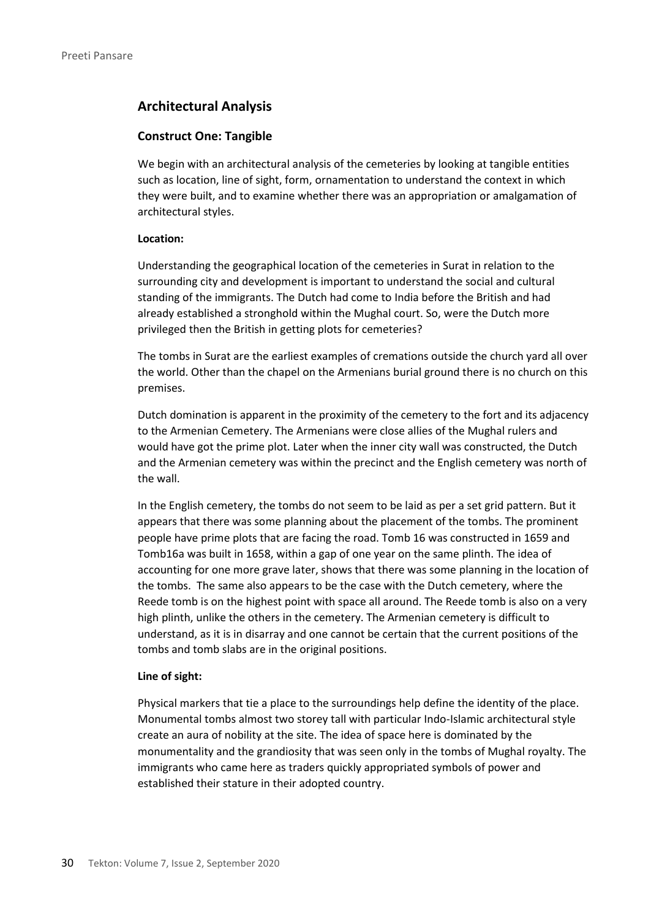## Architectural Analysis

### Construct One: Tangible

We begin with an architectural analysis of the cemeteries by looking at tangible entities such as location, line of sight, form, ornamentation to understand the context in which they were built, and to examine whether there was an appropriation or amalgamation of architectural styles.

**Location:**

Understanding the geographical location of the cemeteries in Surat in relation to the surrounding city and development is important to understand the social and cultural standing of the immigrants. The Dutch had come to India before the British and had already established a stronghold within the Mughal court. So, were the Dutch more privileged then the British in getting plots for cemeteries?

The tombs in Surat are the earliest examples of cremations outside the church yard all over the world. Other than the chapel on the Armenians burial ground there is no church on this premises.

Dutch domination is apparent in the proximity of the cemetery to the fort and its adjacency to the Armenian Cemetery. The Armenians were close allies of the Mughal rulers and would have got the prime plot. Later when the inner city wall was constructed, the Dutch and the Armenian cemetery was within the precinct and the English cemetery was north of the wall.

In the English cemetery, the tombs do not seem to be laid as per a set grid pattern. But it appears that there was some planning about the placement of the tombs. The prominent people have prime plots that are facing the road. Tomb 16 was constructed in 1659 and Tomb16a was built in 1658, within a gap of one year on the same plinth. The idea of accounting for one more grave later, shows that there was some planning in the location of the tombs. The same also appears to be the case with the Dutch cemetery, where the Reede tomb is on the highest point with space all around. The Reede tomb is also on a very high plinth, unlike the others in the cemetery. The Armenian cemetery is difficult to understand, as it is in disarray and one cannot be certain that the current positions of the tombs and tomb slabs are in the original positions.

**Line of sight:**

Physical markers that tie a place to the surroundings help define the identity of the place. Monumental tombs almost two storey tall with particular Indo-Islamic architectural style create an aura of nobility at the site. The idea of space here is dominated by the monumentality and the grandiosity that was seen only in the tombs of Mughal royalty. The immigrants who came here as traders quickly appropriated symbols of power and established their stature in their adopted country.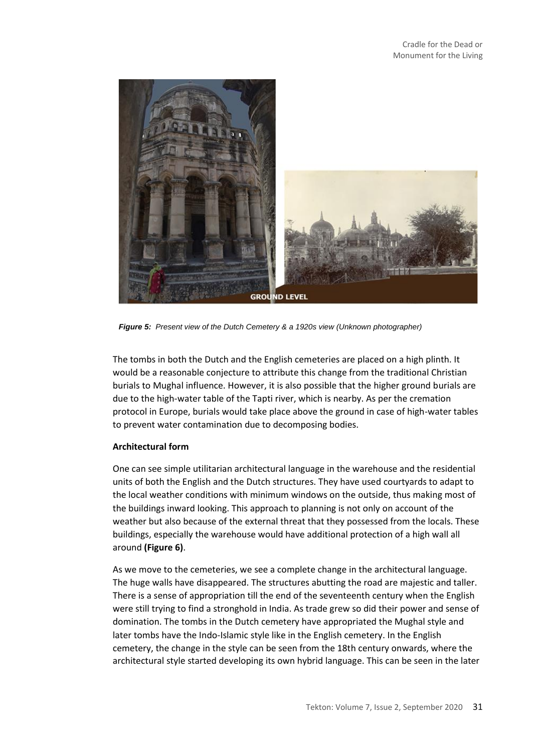*Figure 5: Present view of the Dutch Cemetery & a 1920s view (Unknown photographer)*

The tombs in both the Dutch and the English cemeteries are placed on a high plinth. It would be a reasonable conjecture to attribute this change from the traditional Christian burials to Mughal influence. However, it is also possible that the higher ground burials are due to the high-water table of the Tapti river, which is nearby. As per the cremation protocol in Europe, burials would take place above the ground in case of high-water tables to prevent water contamination due to decomposing bodies.

**Architectural form**

One can see simple utilitarian architectural language in the warehouse and the residential units of both the English and the Dutch structures. They have used courtyards to adapt to the local weather conditions with minimum windows on the outside, thus making most of the buildings inward looking. This approach to planning is not only on account of the weather but also because of the external threat that they possessed from the locals. These buildings, especially the warehouse would have additional protection of a high wall all around **(Figure 6)**.

As we move to the cemeteries, we see a complete change in the architectural language. The huge walls have disappeared. The structures abutting the road are majestic and taller. There is a sense of appropriation till the end of the seventeenth century when the English were still trying to find a stronghold in India. As trade grew so did their power and sense of domination. The tombs in the Dutch cemetery have appropriated the Mughal style and later tombs have the Indo-Islamic style like in the English cemetery. In the English cemetery, the change in the style can be seen from the 18th century onwards, where the architectural style started developing its own hybrid language. This can be seen in the later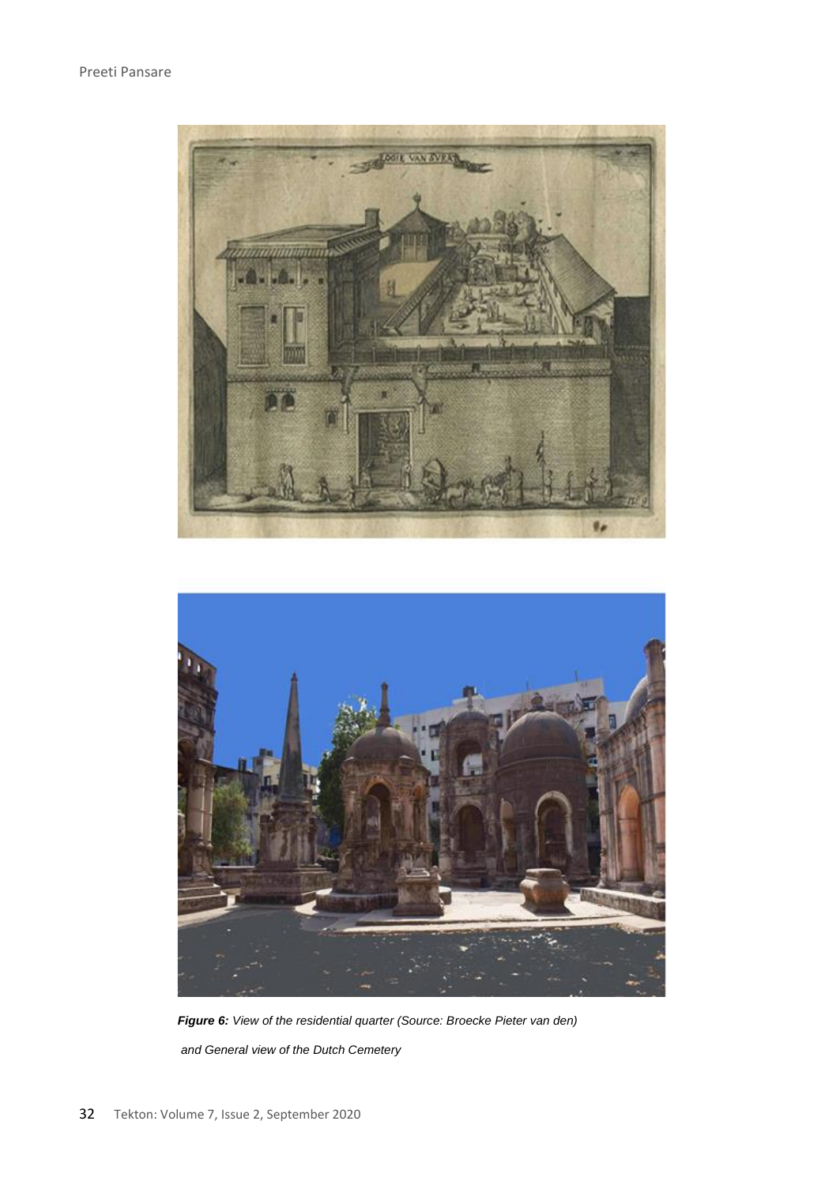***Figure 6:*** *View of the residential quarter (Source: Broecke Pieter van den) and General view of the Dutch Cemetery*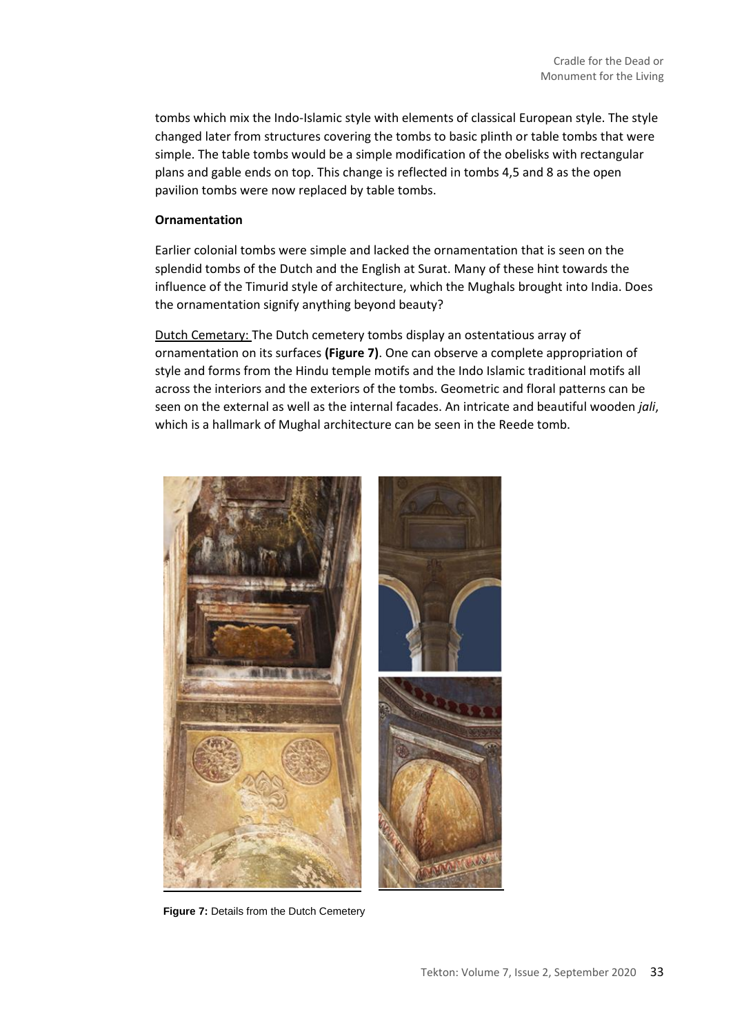tombs which mix the Indo-Islamic style with elements of classical European style. The style changed later from structures covering the tombs to basic plinth or table tombs that were simple. The table tombs would be a simple modification of the obelisks with rectangular plans and gable ends on top. This change is reflected in tombs 4,5 and 8 as the open pavilion tombs were now replaced by table tombs.

**Ornamentation**

Earlier colonial tombs were simple and lacked the ornamentation that is seen on the splendid tombs of the Dutch and the English at Surat. Many of these hint towards the influence of the Timurid style of architecture, which the Mughals brought into India. Does the ornamentation signify anything beyond beauty?

Dutch Cemetary: The Dutch cemetery tombs display an ostentatious array of ornamentation on its surfaces **(Figure 7)**. One can observe a complete appropriation of style and forms from the Hindu temple motifs and the Indo Islamic traditional motifs all across the interiors and the exteriors of the tombs. Geometric and floral patterns can be seen on the external as well as the internal facades. An intricate and beautiful wooden *jali*, which is a hallmark of Mughal architecture can be seen in the Reede tomb.

**Figure 7:** Details from the Dutch Cemetery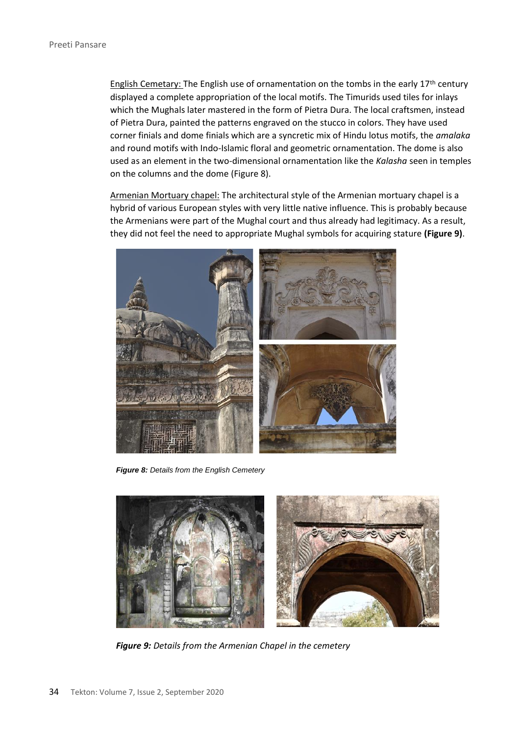<u>English Cemetary:</u> The English use of ornamentation on the tombs in the early 17th century displayed a complete appropriation of the local motifs. The Timurids used tiles for inlays which the Mughals later mastered in the form of Pietra Dura. The local craftsmen, instead of Pietra Dura, painted the patterns engraved on the stucco in colors. They have used corner finials and dome finials which are a syncretic mix of Hindu lotus motifs, the *amalaka* and round motifs with Indo-Islamic floral and geometric ornamentation. The dome is also used as an element in the two-dimensional ornamentation like the *Kalasha* seen in temples on the columns and the dome (Figure 8).

<u>Armenian Mortuary chapel:</u> The architectural style of the Armenian mortuary chapel is a hybrid of various European styles with very little native influence. This is probably because the Armenians were part of the Mughal court and thus already had legitimacy. As a result, they did not feel the need to appropriate Mughal symbols for acquiring stature **(Figure 9)**.

***Figure 8:*** *Details from the English Cemetery*

***Figure 9:*** *Details from the Armenian Chapel in the cemetery*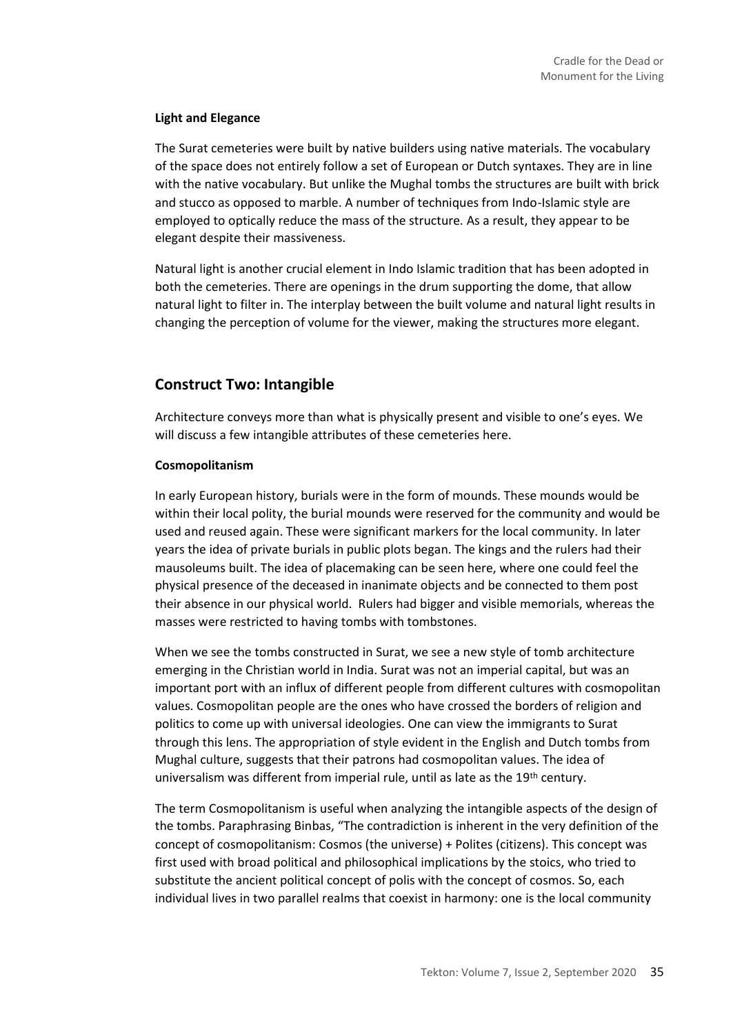#### Light and Elegance

The Surat cemeteries were built by native builders using native materials. The vocabulary of the space does not entirely follow a set of European or Dutch syntaxes. They are in line with the native vocabulary. But unlike the Mughal tombs the structures are built with brick and stucco as opposed to marble. A number of techniques from Indo-Islamic style are employed to optically reduce the mass of the structure. As a result, they appear to be elegant despite their massiveness.

Natural light is another crucial element in Indo Islamic tradition that has been adopted in both the cemeteries. There are openings in the drum supporting the dome, that allow natural light to filter in. The interplay between the built volume and natural light results in changing the perception of volume for the viewer, making the structures more elegant.

## Construct Two: Intangible

Architecture conveys more than what is physically present and visible to one's eyes. We will discuss a few intangible attributes of these cemeteries here.

#### Cosmopolitanism

In early European history, burials were in the form of mounds. These mounds would be within their local polity, the burial mounds were reserved for the community and would be used and reused again. These were significant markers for the local community. In later years the idea of private burials in public plots began. The kings and the rulers had their mausoleums built. The idea of placemaking can be seen here, where one could feel the physical presence of the deceased in inanimate objects and be connected to them post their absence in our physical world. Rulers had bigger and visible memorials, whereas the masses were restricted to having tombs with tombstones.

When we see the tombs constructed in Surat, we see a new style of tomb architecture emerging in the Christian world in India. Surat was not an imperial capital, but was an important port with an influx of different people from different cultures with cosmopolitan values. Cosmopolitan people are the ones who have crossed the borders of religion and politics to come up with universal ideologies. One can view the immigrants to Surat through this lens. The appropriation of style evident in the English and Dutch tombs from Mughal culture, suggests that their patrons had cosmopolitan values. The idea of universalism was different from imperial rule, until as late as the 19th century.

The term Cosmopolitanism is useful when analyzing the intangible aspects of the design of the tombs. Paraphrasing Binbas, "The contradiction is inherent in the very definition of the concept of cosmopolitanism: Cosmos (the universe) + Polites (citizens). This concept was first used with broad political and philosophical implications by the stoics, who tried to substitute the ancient political concept of polis with the concept of cosmos. So, each individual lives in two parallel realms that coexist in harmony: one is the local community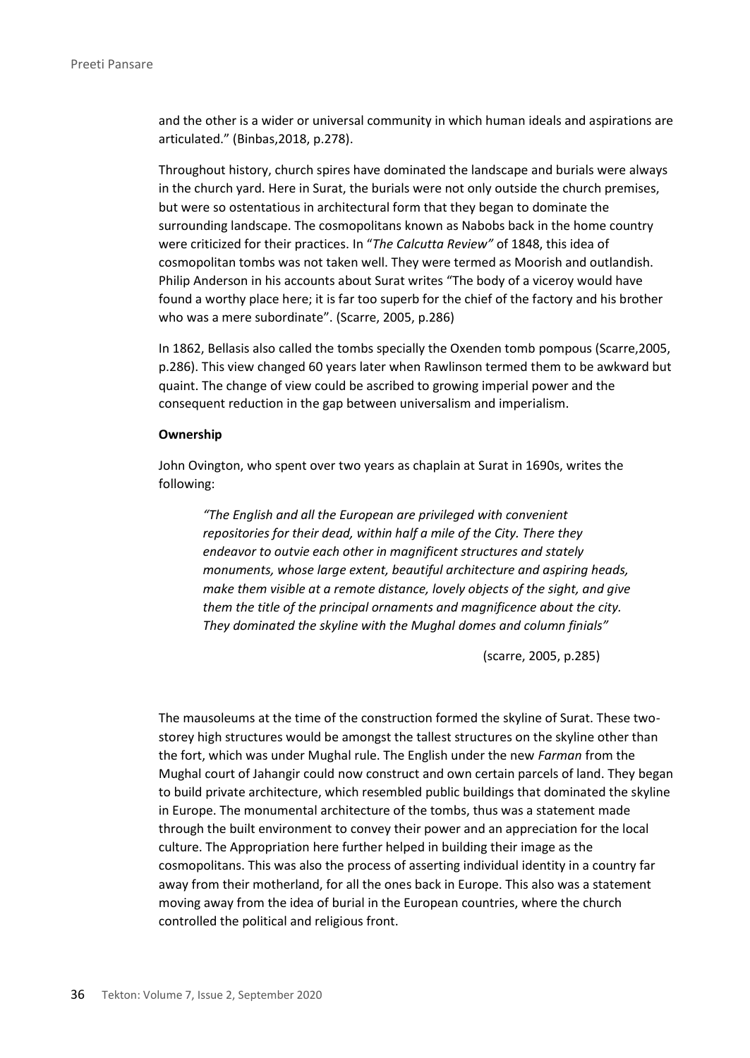and the other is a wider or universal community in which human ideals and aspirations are articulated." (Binbas,2018, p.278).

Throughout history, church spires have dominated the landscape and burials were always in the church yard. Here in Surat, the burials were not only outside the church premises, but were so ostentatious in architectural form that they began to dominate the surrounding landscape. The cosmopolitans known as Nabobs back in the home country were criticized for their practices. In "*The Calcutta Review"* of 1848, this idea of cosmopolitan tombs was not taken well. They were termed as Moorish and outlandish. Philip Anderson in his accounts about Surat writes "The body of a viceroy would have found a worthy place here; it is far too superb for the chief of the factory and his brother who was a mere subordinate". (Scarre, 2005, p.286)

In 1862, Bellasis also called the tombs specially the Oxenden tomb pompous (Scarre,2005, p.286). This view changed 60 years later when Rawlinson termed them to be awkward but quaint. The change of view could be ascribed to growing imperial power and the consequent reduction in the gap between universalism and imperialism.

**Ownership**

John Ovington, who spent over two years as chaplain at Surat in 1690s, writes the following:

> *"The English and all the European are privileged with convenient repositories for their dead, within half a mile of the City. There they endeavor to outvie each other in magnificent structures and stately monuments, whose large extent, beautiful architecture and aspiring heads, make them visible at a remote distance, lovely objects of the sight, and give them the title of the principal ornaments and magnificence about the city. They dominated the skyline with the Mughal domes and column finials"*
>
> (scarre, 2005, p.285)

The mausoleums at the time of the construction formed the skyline of Surat. These two-storey high structures would be amongst the tallest structures on the skyline other than the fort, which was under Mughal rule. The English under the new *Farman* from the Mughal court of Jahangir could now construct and own certain parcels of land. They began to build private architecture, which resembled public buildings that dominated the skyline in Europe. The monumental architecture of the tombs, thus was a statement made through the built environment to convey their power and an appreciation for the local culture. The Appropriation here further helped in building their image as the cosmopolitans. This was also the process of asserting individual identity in a country far away from their motherland, for all the ones back in Europe. This also was a statement moving away from the idea of burial in the European countries, where the church controlled the political and religious front.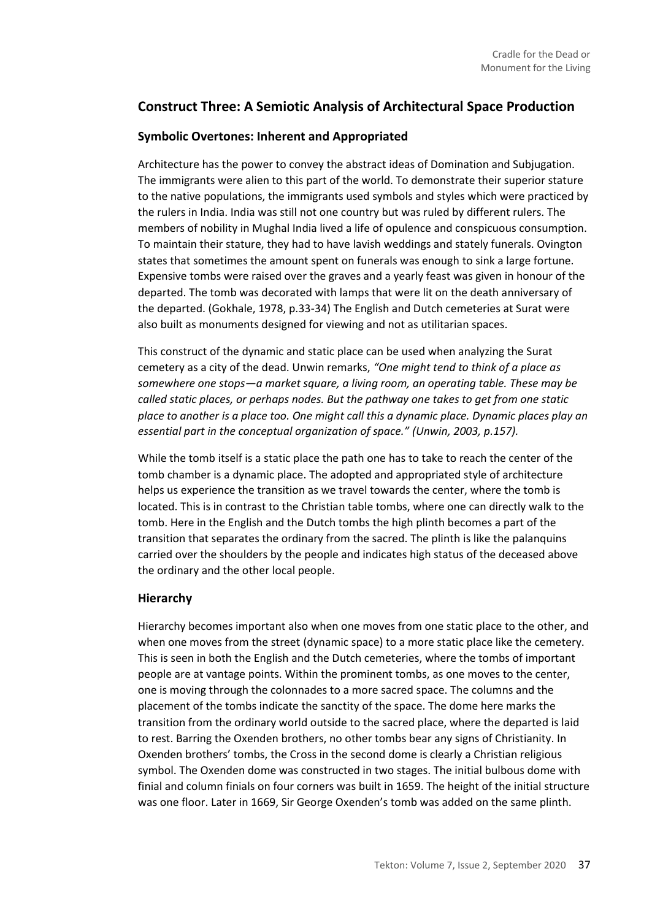## Construct Three: A Semiotic Analysis of Architectural Space Production

### Symbolic Overtones: Inherent and Appropriated

Architecture has the power to convey the abstract ideas of Domination and Subjugation. The immigrants were alien to this part of the world. To demonstrate their superior stature to the native populations, the immigrants used symbols and styles which were practiced by the rulers in India. India was still not one country but was ruled by different rulers. The members of nobility in Mughal India lived a life of opulence and conspicuous consumption. To maintain their stature, they had to have lavish weddings and stately funerals. Ovington states that sometimes the amount spent on funerals was enough to sink a large fortune. Expensive tombs were raised over the graves and a yearly feast was given in honour of the departed. The tomb was decorated with lamps that were lit on the death anniversary of the departed. (Gokhale, 1978, p.33-34) The English and Dutch cemeteries at Surat were also built as monuments designed for viewing and not as utilitarian spaces.

This construct of the dynamic and static place can be used when analyzing the Surat cemetery as a city of the dead. Unwin remarks, *"One might tend to think of a place as somewhere one stops—a market square, a living room, an operating table. These may be called static places, or perhaps nodes. But the pathway one takes to get from one static place to another is a place too. One might call this a dynamic place. Dynamic places play an essential part in the conceptual organization of space." (Unwin, 2003, p.157).*

While the tomb itself is a static place the path one has to take to reach the center of the tomb chamber is a dynamic place. The adopted and appropriated style of architecture helps us experience the transition as we travel towards the center, where the tomb is located. This is in contrast to the Christian table tombs, where one can directly walk to the tomb. Here in the English and the Dutch tombs the high plinth becomes a part of the transition that separates the ordinary from the sacred. The plinth is like the palanquins carried over the shoulders by the people and indicates high status of the deceased above the ordinary and the other local people.

### Hierarchy

Hierarchy becomes important also when one moves from one static place to the other, and when one moves from the street (dynamic space) to a more static place like the cemetery. This is seen in both the English and the Dutch cemeteries, where the tombs of important people are at vantage points. Within the prominent tombs, as one moves to the center, one is moving through the colonnades to a more sacred space. The columns and the placement of the tombs indicate the sanctity of the space. The dome here marks the transition from the ordinary world outside to the sacred place, where the departed is laid to rest. Barring the Oxenden brothers, no other tombs bear any signs of Christianity. In Oxenden brothers' tombs, the Cross in the second dome is clearly a Christian religious symbol. The Oxenden dome was constructed in two stages. The initial bulbous dome with finial and column finials on four corners was built in 1659. The height of the initial structure was one floor. Later in 1669, Sir George Oxenden's tomb was added on the same plinth.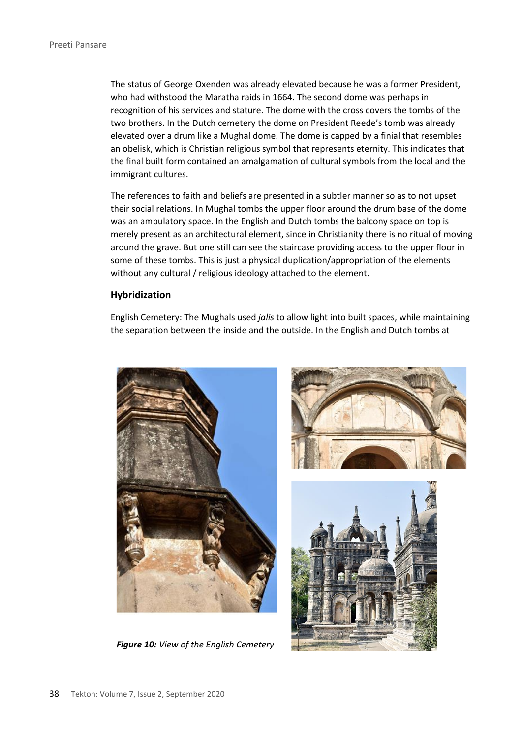The status of George Oxenden was already elevated because he was a former President, who had withstood the Maratha raids in 1664. The second dome was perhaps in recognition of his services and stature. The dome with the cross covers the tombs of the two brothers. In the Dutch cemetery the dome on President Reede's tomb was already elevated over a drum like a Mughal dome. The dome is capped by a finial that resembles an obelisk, which is Christian religious symbol that represents eternity. This indicates that the final built form contained an amalgamation of cultural symbols from the local and the immigrant cultures.

The references to faith and beliefs are presented in a subtler manner so as to not upset their social relations. In Mughal tombs the upper floor around the drum base of the dome was an ambulatory space. In the English and Dutch tombs the balcony space on top is merely present as an architectural element, since in Christianity there is no ritual of moving around the grave. But one still can see the staircase providing access to the upper floor in some of these tombs. This is just a physical duplication/appropriation of the elements without any cultural / religious ideology attached to the element.

### Hybridization

English Cemetery: The Mughals used *jalis* to allow light into built spaces, while maintaining the separation between the inside and the outside. In the English and Dutch tombs at

***Figure 10:*** *View of the English Cemetery*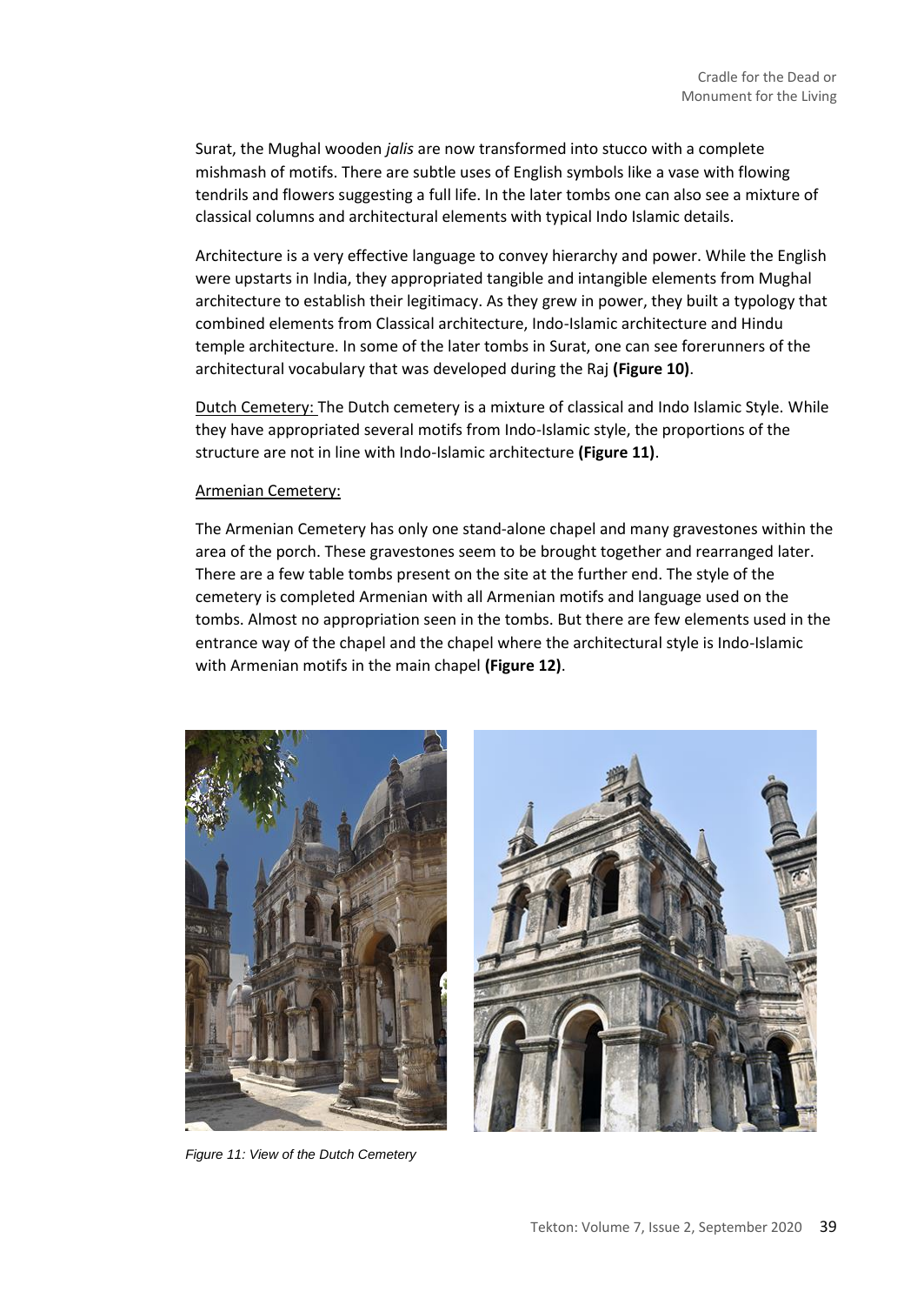Surat, the Mughal wooden *jalis* are now transformed into stucco with a complete mishmash of motifs. There are subtle uses of English symbols like a vase with flowing tendrils and flowers suggesting a full life. In the later tombs one can also see a mixture of classical columns and architectural elements with typical Indo Islamic details.

Architecture is a very effective language to convey hierarchy and power. While the English were upstarts in India, they appropriated tangible and intangible elements from Mughal architecture to establish their legitimacy. As they grew in power, they built a typology that combined elements from Classical architecture, Indo-Islamic architecture and Hindu temple architecture. In some of the later tombs in Surat, one can see forerunners of the architectural vocabulary that was developed during the Raj **(Figure 10)**.

Dutch Cemetery: The Dutch cemetery is a mixture of classical and Indo Islamic Style. While they have appropriated several motifs from Indo-Islamic style, the proportions of the structure are not in line with Indo-Islamic architecture **(Figure 11)**.

Armenian Cemetery:

The Armenian Cemetery has only one stand-alone chapel and many gravestones within the area of the porch. These gravestones seem to be brought together and rearranged later. There are a few table tombs present on the site at the further end. The style of the cemetery is completed Armenian with all Armenian motifs and language used on the tombs. Almost no appropriation seen in the tombs. But there are few elements used in the entrance way of the chapel and the chapel where the architectural style is Indo-Islamic with Armenian motifs in the main chapel **(Figure 12)**.

*Figure 11: View of the Dutch Cemetery*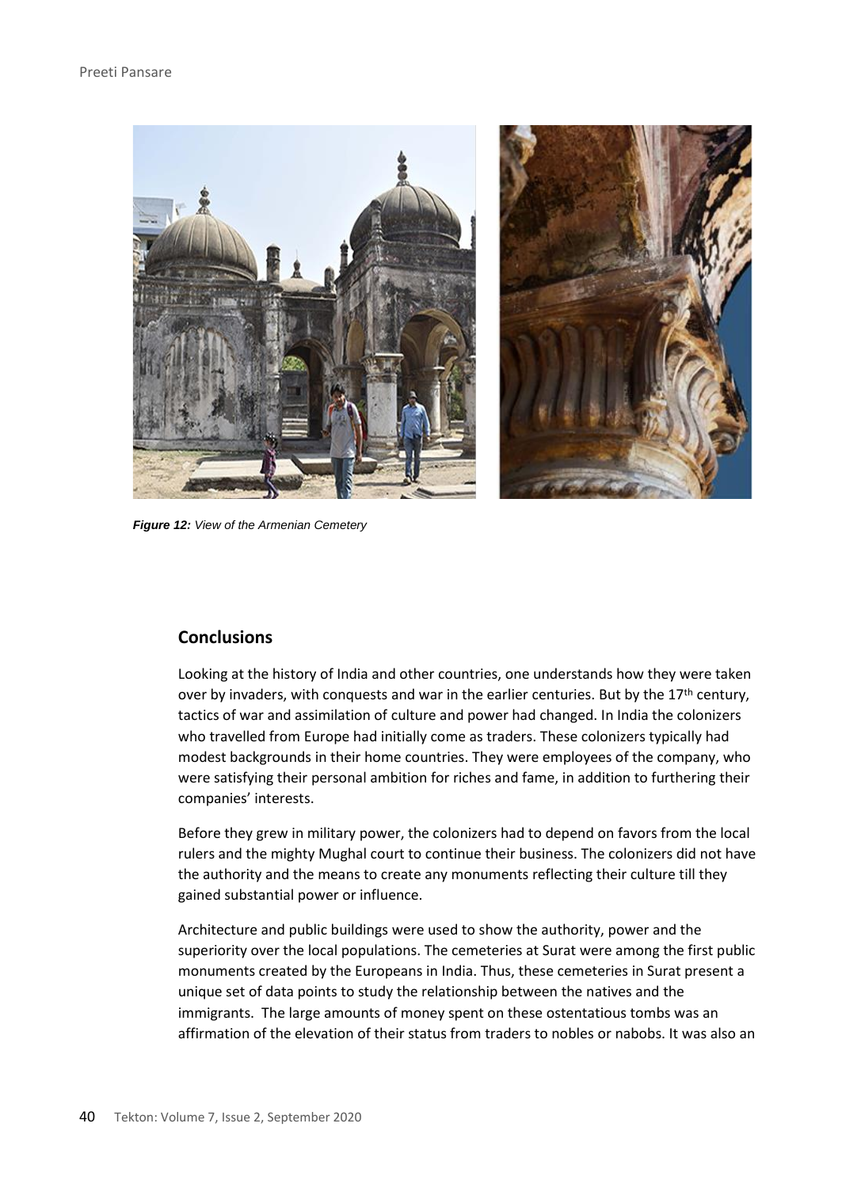*Figure 12: View of the Armenian Cemetery*

## Conclusions

Looking at the history of India and other countries, one understands how they were taken over by invaders, with conquests and war in the earlier centuries. But by the 17th century, tactics of war and assimilation of culture and power had changed. In India the colonizers who travelled from Europe had initially come as traders. These colonizers typically had modest backgrounds in their home countries. They were employees of the company, who were satisfying their personal ambition for riches and fame, in addition to furthering their companies' interests.

Before they grew in military power, the colonizers had to depend on favors from the local rulers and the mighty Mughal court to continue their business. The colonizers did not have the authority and the means to create any monuments reflecting their culture till they gained substantial power or influence.

Architecture and public buildings were used to show the authority, power and the superiority over the local populations. The cemeteries at Surat were among the first public monuments created by the Europeans in India. Thus, these cemeteries in Surat present a unique set of data points to study the relationship between the natives and the immigrants. The large amounts of money spent on these ostentatious tombs was an affirmation of the elevation of their status from traders to nobles or nabobs. It was also an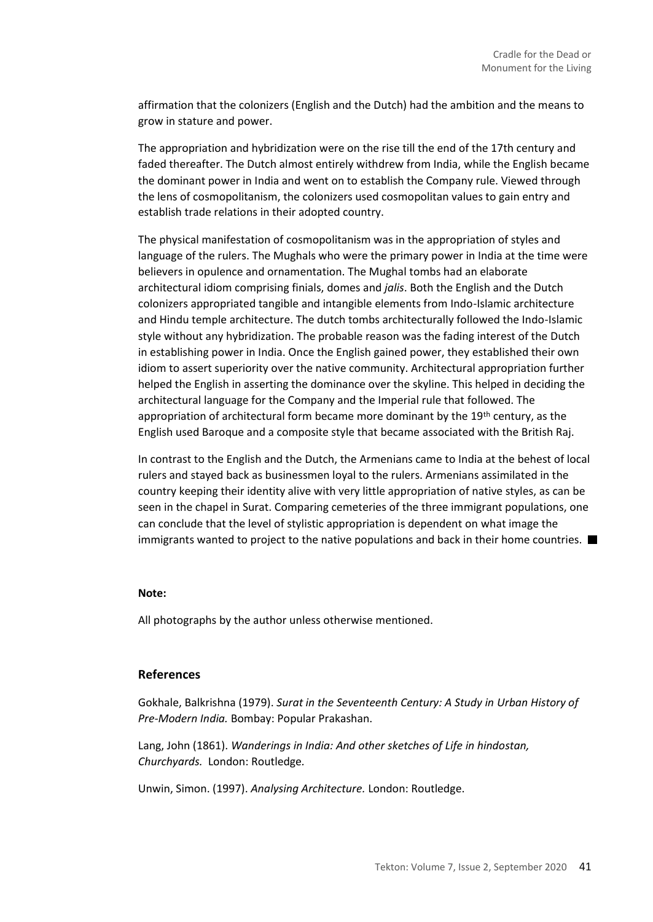affirmation that the colonizers (English and the Dutch) had the ambition and the means to grow in stature and power.

The appropriation and hybridization were on the rise till the end of the 17th century and faded thereafter. The Dutch almost entirely withdrew from India, while the English became the dominant power in India and went on to establish the Company rule. Viewed through the lens of cosmopolitanism, the colonizers used cosmopolitan values to gain entry and establish trade relations in their adopted country.

The physical manifestation of cosmopolitanism was in the appropriation of styles and language of the rulers. The Mughals who were the primary power in India at the time were believers in opulence and ornamentation. The Mughal tombs had an elaborate architectural idiom comprising finials, domes and *jalis*. Both the English and the Dutch colonizers appropriated tangible and intangible elements from Indo-Islamic architecture and Hindu temple architecture. The dutch tombs architecturally followed the Indo-Islamic style without any hybridization. The probable reason was the fading interest of the Dutch in establishing power in India. Once the English gained power, they established their own idiom to assert superiority over the native community. Architectural appropriation further helped the English in asserting the dominance over the skyline. This helped in deciding the architectural language for the Company and the Imperial rule that followed. The appropriation of architectural form became more dominant by the 19th century, as the English used Baroque and a composite style that became associated with the British Raj.

In contrast to the English and the Dutch, the Armenians came to India at the behest of local rulers and stayed back as businessmen loyal to the rulers. Armenians assimilated in the country keeping their identity alive with very little appropriation of native styles, as can be seen in the chapel in Surat. Comparing cemeteries of the three immigrant populations, one can conclude that the level of stylistic appropriation is dependent on what image the immigrants wanted to project to the native populations and back in their home countries. ■

**Note:**

All photographs by the author unless otherwise mentioned.

## References

Gokhale, Balkrishna (1979). *Surat in the Seventeenth Century: A Study in Urban History of Pre-Modern India.* Bombay: Popular Prakashan.

Lang, John (1861). *Wanderings in India: And other sketches of Life in hindostan, Churchyards.* London: Routledge.

Unwin, Simon. (1997). *Analysing Architecture.* London: Routledge.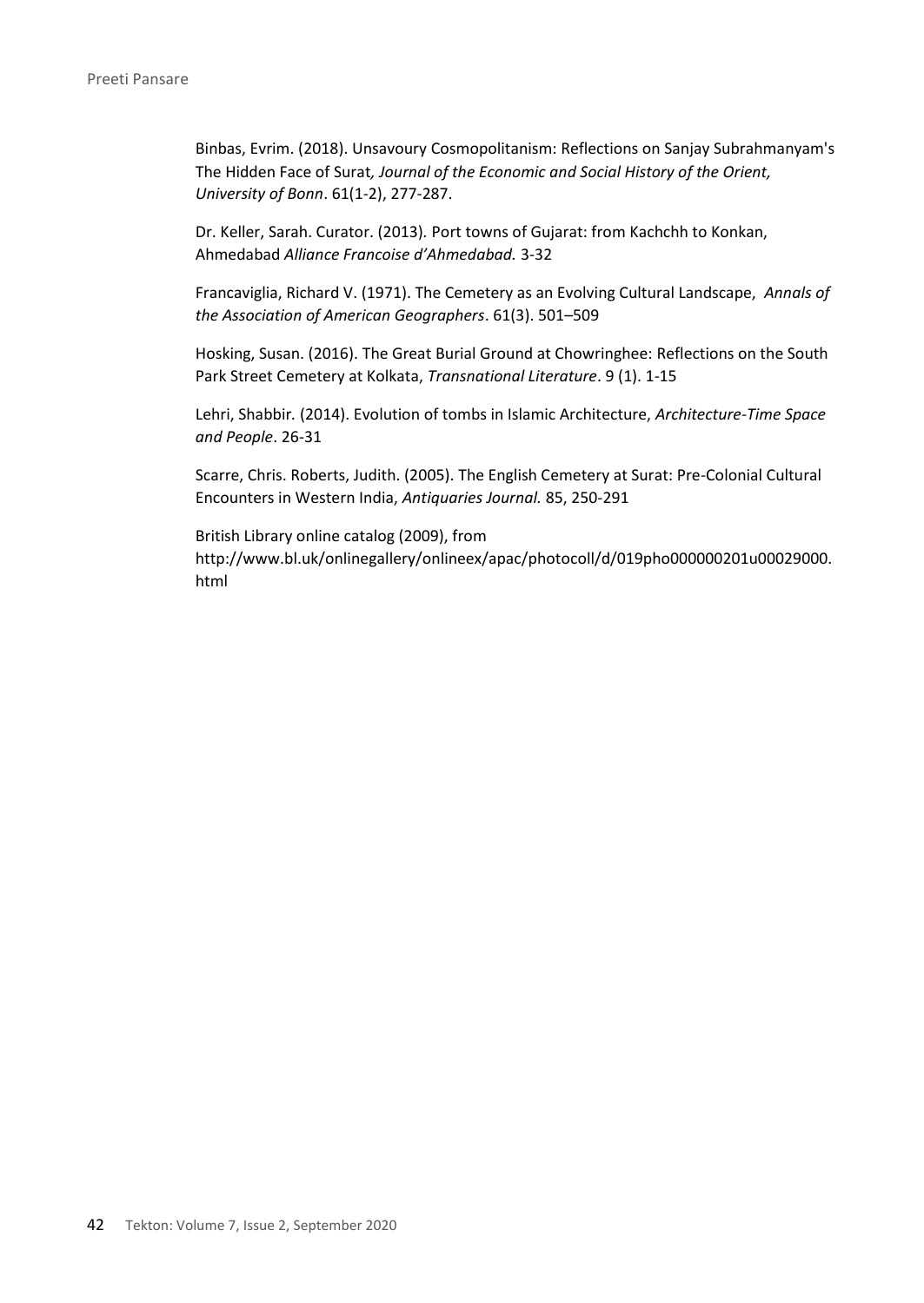Binbas, Evrim. (2018). Unsavoury Cosmopolitanism: Reflections on Sanjay Subrahmanyam's The Hidden Face of Surat*, Journal of the Economic and Social History of the Orient, University of Bonn*. 61(1-2), 277-287.

Dr. Keller, Sarah. Curator. (2013). Port towns of Gujarat: from Kachchh to Konkan, Ahmedabad *Alliance Francoise d'Ahmedabad.* 3-32

Francaviglia, Richard V. (1971). The Cemetery as an Evolving Cultural Landscape, *Annals of the Association of American Geographers*. 61(3). 501–509

Hosking, Susan. (2016). The Great Burial Ground at Chowringhee: Reflections on the South Park Street Cemetery at Kolkata, *Transnational Literature*. 9 (1). 1-15

Lehri, Shabbir. (2014). Evolution of tombs in Islamic Architecture, *Architecture-Time Space and People*. 26-31

Scarre, Chris. Roberts, Judith. (2005). The English Cemetery at Surat: Pre-Colonial Cultural Encounters in Western India, *Antiquaries Journal.* 85, 250-291

British Library online catalog (2009), from http://www.bl.uk/onlinegallery/onlineex/apac/photocoll/d/019pho000000201u00029000.html